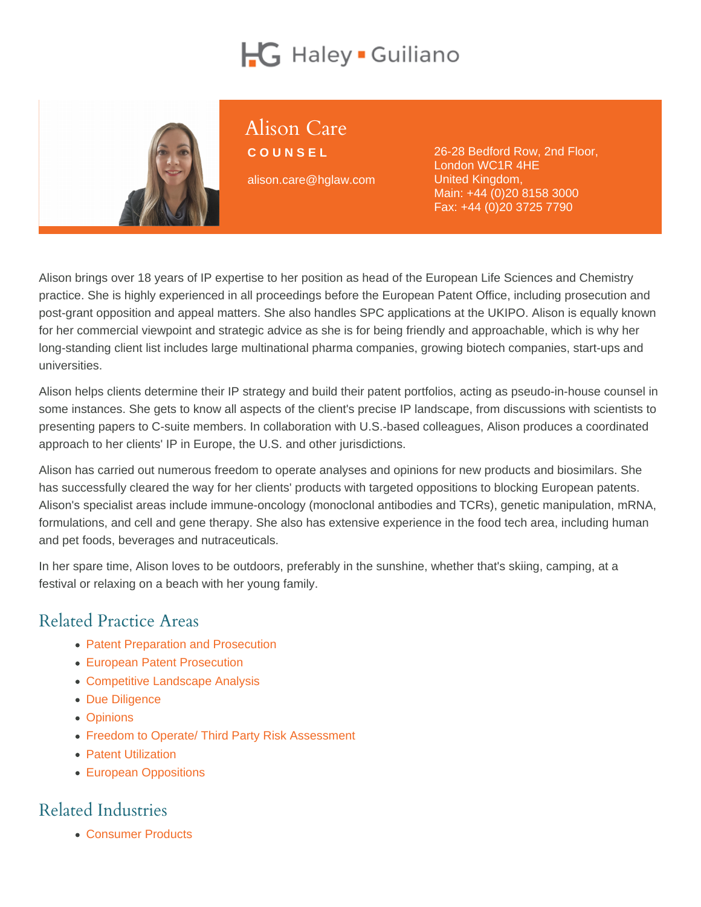# Alison Care

**COUNSEL**

alison.care@hglaw.com

26-28 Bedford Row, 2nd Floor,
London WC1R 4HE
United Kingdom,
Main: +44 (0)20 8158 3000
Fax: +44 (0)20 3725 7790

Alison brings over 18 years of IP expertise to her position as head of the European Life Sciences and Chemistry practice. She is highly experienced in all proceedings before the European Patent Office, including prosecution and post-grant opposition and appeal matters. She also handles SPC applications at the UKIPO. Alison is equally known for her commercial viewpoint and strategic advice as she is for being friendly and approachable, which is why her long-standing client list includes large multinational pharma companies, growing biotech companies, start-ups and universities.

Alison helps clients determine their IP strategy and build their patent portfolios, acting as pseudo-in-house counsel in some instances. She gets to know all aspects of the client's precise IP landscape, from discussions with scientists to presenting papers to C-suite members. In collaboration with U.S.-based colleagues, Alison produces a coordinated approach to her clients' IP in Europe, the U.S. and other jurisdictions.

Alison has carried out numerous freedom to operate analyses and opinions for new products and biosimilars. She has successfully cleared the way for her clients' products with targeted oppositions to blocking European patents. Alison's specialist areas include immune-oncology (monoclonal antibodies and TCRs), genetic manipulation, mRNA, formulations, and cell and gene therapy. She also has extensive experience in the food tech area, including human and pet foods, beverages and nutraceuticals.

In her spare time, Alison loves to be outdoors, preferably in the sunshine, whether that's skiing, camping, at a festival or relaxing on a beach with her young family.

## Related Practice Areas

- Patent Preparation and Prosecution
- European Patent Prosecution
- Competitive Landscape Analysis
- Due Diligence
- Opinions
- Freedom to Operate/ Third Party Risk Assessment
- Patent Utilization
- European Oppositions

## Related Industries

- Consumer Products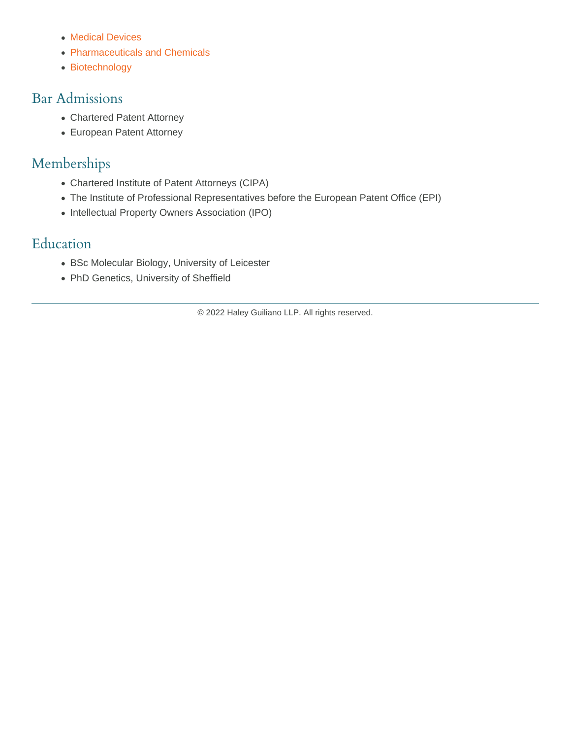- Medical Devices
- Pharmaceuticals and Chemicals
- Biotechnology

## Bar Admissions

- Chartered Patent Attorney
- European Patent Attorney

## Memberships

- Chartered Institute of Patent Attorneys (CIPA)
- The Institute of Professional Representatives before the European Patent Office (EPI)
- Intellectual Property Owners Association (IPO)

## Education

- BSc Molecular Biology, University of Leicester
- PhD Genetics, University of Sheffield

---

© 2022 Haley Guiliano LLP. All rights reserved.